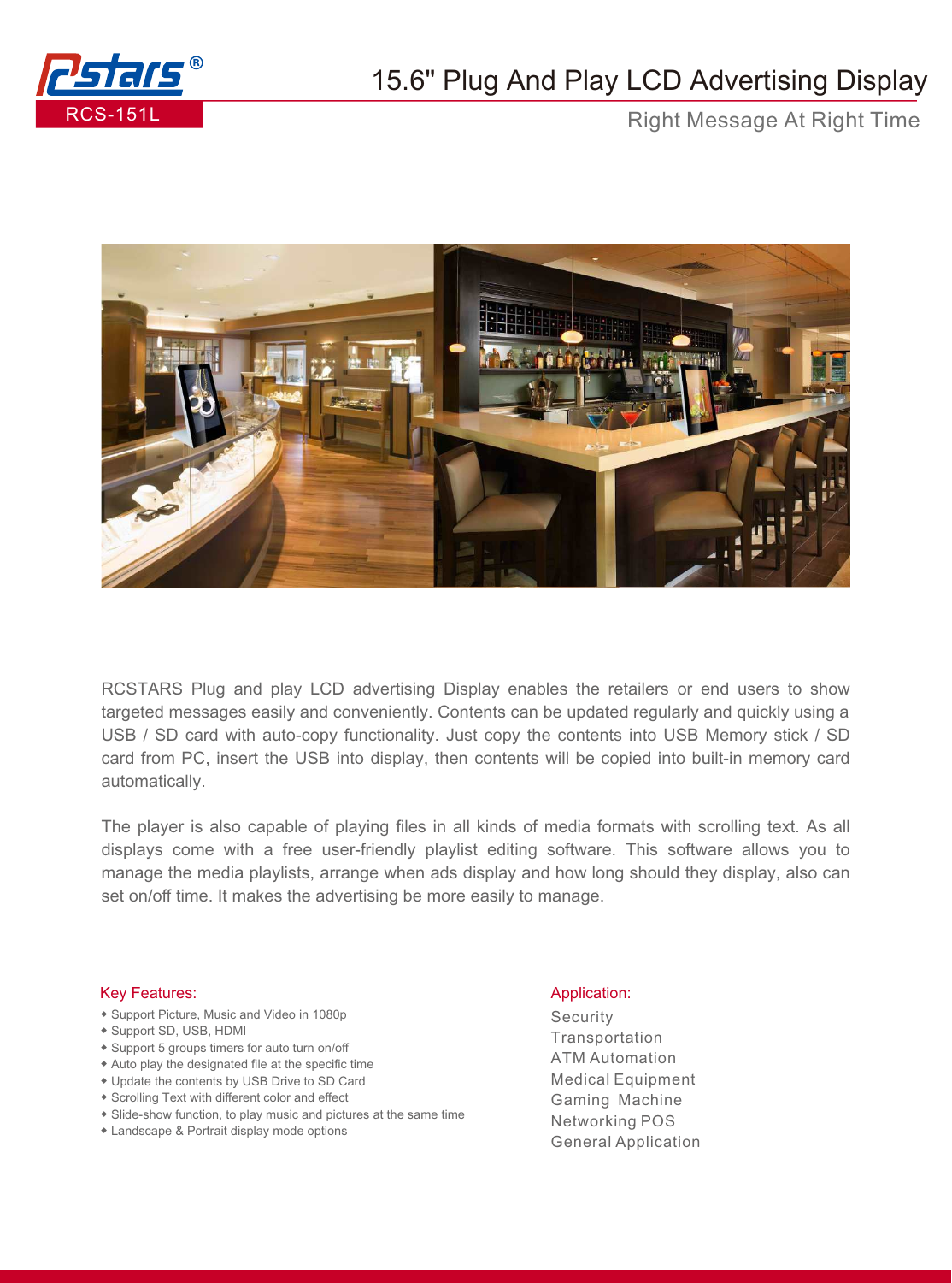RCS-151L

# 15.6" Plug And Play LCD Advertising Display

Right Message At Right Time

RCSTARS Plug and play LCD advertising Display enables the retailers or end users to show targeted messages easily and conveniently. Contents can be updated regularly and quickly using a USB / SD card with auto-copy functionality. Just copy the contents into USB Memory stick / SD card from PC, insert the USB into display, then contents will be copied into built-in memory card automatically.

The player is also capable of playing files in all kinds of media formats with scrolling text. As all displays come with a free user-friendly playlist editing software. This software allows you to manage the media playlists, arrange when ads display and how long should they display, also can set on/off time. It makes the advertising be more easily to manage.

## Key Features:

- Support Picture, Music and Video in 1080p
- Support SD, USB, HDMI
- Support 5 groups timers for auto turn on/off
- Auto play the designated file at the specific time
- Update the contents by USB Drive to SD Card
- Scrolling Text with different color and effect
- Slide-show function, to play music and pictures at the same time
- Landscape & Portrait display mode options

## Application:

Security
Transportation
ATM Automation
Medical Equipment
Gaming Machine
Networking POS
General Application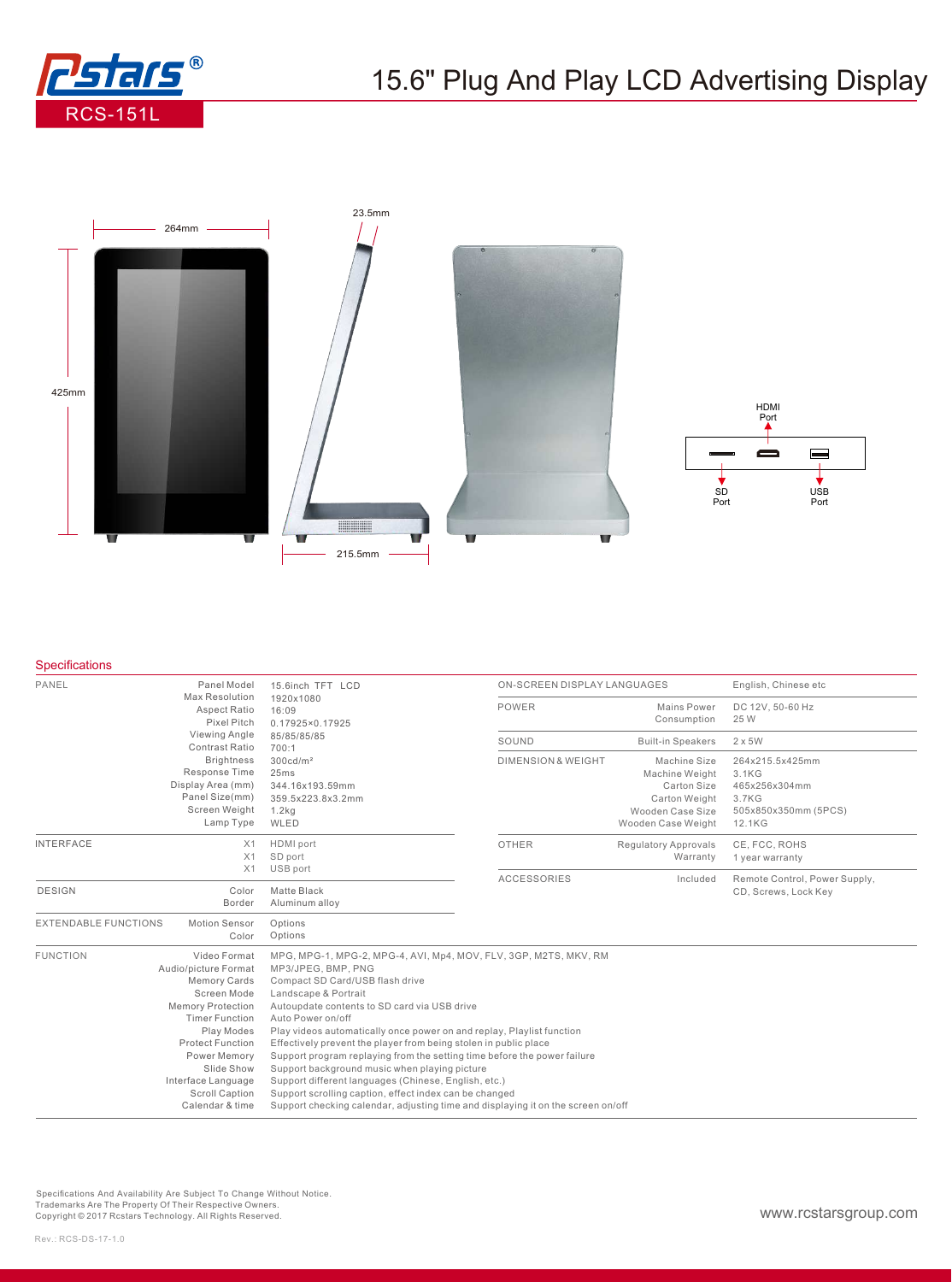# 15.6" Plug And Play LCD Advertising Display

RCS-151L

264mm

23.5mm

425mm

215.5mm

HDMI Port

SD Port

USB Port

## Specifications

| | | |
|---|---|---|
| PANEL | Panel Model | 15.6inch TFT LCD |
| | Max Resolution | 1920x1080 |
| | Aspect Ratio | 16:09 |
| | Pixel Pitch | 0.17925×0.17925 |
| | Viewing Angle | 85/85/85/85 |
| | Contrast Ratio | 700:1 |
| | Brightness | 300cd/m² |
| | Response Time | 25ms |
| | Display Area (mm) | 344.16x193.59mm |
| | Panel Size(mm) | 359.5x223.8x3.2mm |
| | Screen Weight | 1.2kg |
| | Lamp Type | WLED |
| INTERFACE | X1 | HDMI port |
| | X1 | SD port |
| | X1 | USB port |
| DESIGN | Color | Matte Black |
| | Border | Aluminum alloy |
| EXTENDABLE FUNCTIONS | Motion Sensor | Options |
| | Color | Options |

| | | |
|---|---|---|
| ON-SCREEN DISPLAY LANGUAGES | | English, Chinese etc |
| POWER | Mains Power Consumption | DC 12V, 50-60 Hz 25 W |
| SOUND | Built-in Speakers | 2 x 5W |
| DIMENSION & WEIGHT | Machine Size | 264x215.5x425mm |
| | Machine Weight | 3.1KG |
| | Carton Size | 465x256x304mm |
| | Carton Weight | 3.7KG |
| | Wooden Case Size | 505x850x350mm (5PCS) |
| | Wooden Case Weight | 12.1KG |
| OTHER | Regulatory Approvals | CE, FCC, ROHS |
| | Warranty | 1 year warranty |
| ACCESSORIES | Included | Remote Control, Power Supply, CD, Screws, Lock Key |

| | | |
|---|---|---|
| FUNCTION | Video Format | MPG, MPG-1, MPG-2, MPG-4, AVI, Mp4, MOV, FLV, 3GP, M2TS, MKV, RM |
| | Audio/picture Format | MP3/JPEG, BMP, PNG |
| | Memory Cards | Compact SD Card/USB flash drive |
| | Screen Mode | Landscape & Portrait |
| | Memory Protection | Autoupdate contents to SD card via USB drive |
| | Timer Function | Auto Power on/off |
| | Play Modes | Play videos automatically once power on and replay, Playlist function |
| | Protect Function | Effectively prevent the player from being stolen in public place |
| | Power Memory | Support program replaying from the setting time before the power failure |
| | Slide Show | Support background music when playing picture |
| | Interface Language | Support different languages (Chinese, English, etc.) |
| | Scroll Caption | Support scrolling caption, effect index can be changed |
| | Calendar & time | Support checking calendar, adjusting time and displaying it on the screen on/off |

Specifications And Availability Are Subject To Change Without Notice.
Trademarks Are The Property Of Their Respective Owners.
Copyright © 2017 Rcstars Technology. All Rights Reserved.

www.rcstarsgroup.com

Rev.: RCS-DS-17-1.0